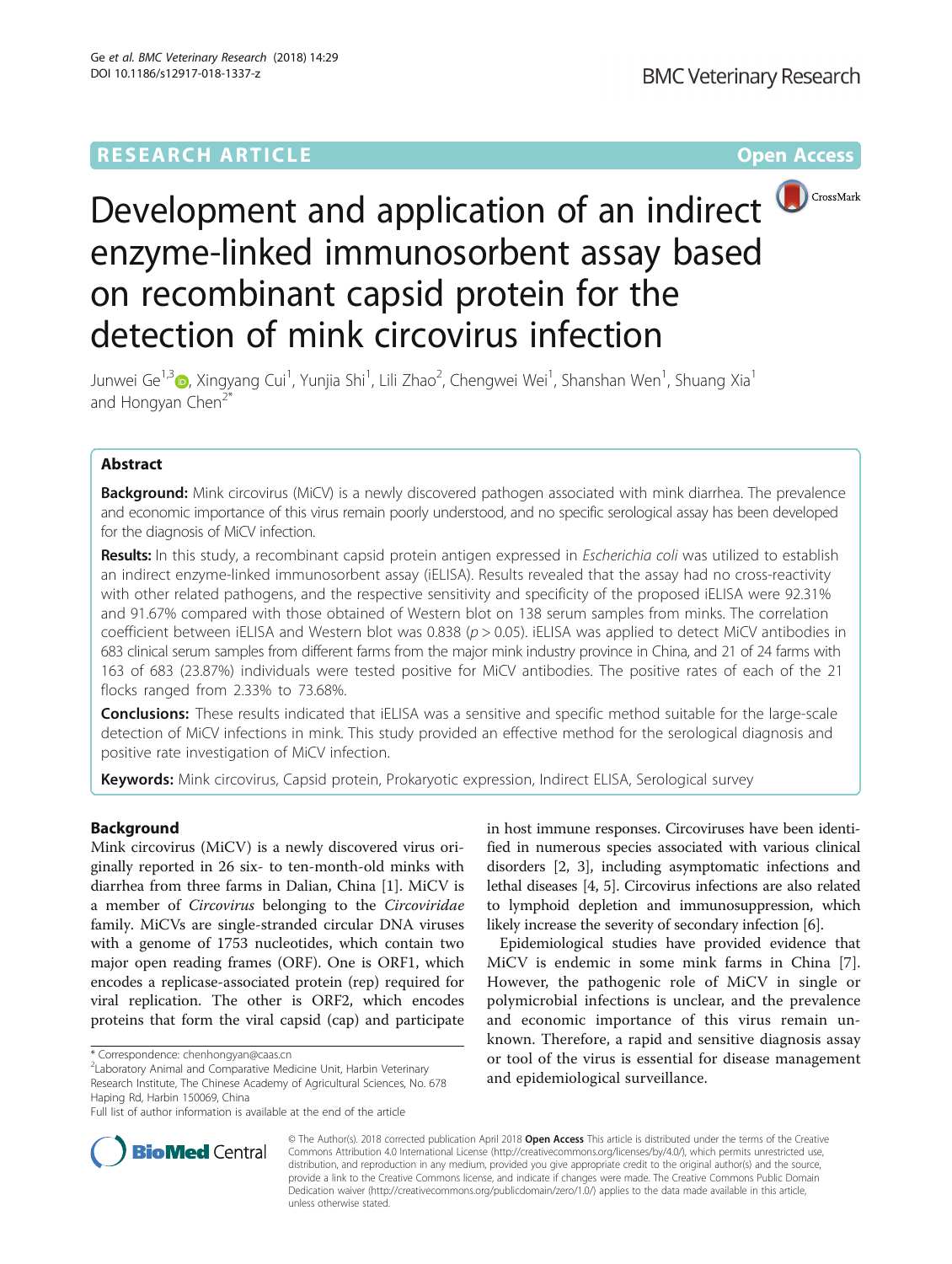RESEARCH ARTICLE

Open Access

# Development and application of an indirect enzyme-linked immunosorbent assay based on recombinant capsid protein for the detection of mink circovirus infection

Junwei Ge[1,3], Xingyang Cui[1], Yunjia Shi[1], Lili Zhao[2], Chengwei Wei[1], Shanshan Wen[1], Shuang Xia[1] and Hongyan Chen[2*]

## Abstract

**Background:** Mink circovirus (MiCV) is a newly discovered pathogen associated with mink diarrhea. The prevalence and economic importance of this virus remain poorly understood, and no specific serological assay has been developed for the diagnosis of MiCV infection.

**Results:** In this study, a recombinant capsid protein antigen expressed in *Escherichia coli* was utilized to establish an indirect enzyme-linked immunosorbent assay (iELISA). Results revealed that the assay had no cross-reactivity with other related pathogens, and the respective sensitivity and specificity of the proposed iELISA were 92.31% and 91.67% compared with those obtained of Western blot on 138 serum samples from minks. The correlation coefficient between iELISA and Western blot was 0.838 ($p > 0.05$). iELISA was applied to detect MiCV antibodies in 683 clinical serum samples from different farms from the major mink industry province in China, and 21 of 24 farms with 163 of 683 (23.87%) individuals were tested positive for MiCV antibodies. The positive rates of each of the 21 flocks ranged from 2.33% to 73.68%.

**Conclusions:** These results indicated that iELISA was a sensitive and specific method suitable for the large-scale detection of MiCV infections in mink. This study provided an effective method for the serological diagnosis and positive rate investigation of MiCV infection.

**Keywords:** Mink circovirus, Capsid protein, Prokaryotic expression, Indirect ELISA, Serological survey

## Background

Mink circovirus (MiCV) is a newly discovered virus originally reported in 26 six- to ten-month-old minks with diarrhea from three farms in Dalian, China [1]. MiCV is a member of *Circovirus* belonging to the *Circoviridae* family. MiCVs are single-stranded circular DNA viruses with a genome of 1753 nucleotides, which contain two major open reading frames (ORF). One is ORF1, which encodes a replicase-associated protein (rep) required for viral replication. The other is ORF2, which encodes proteins that form the viral capsid (cap) and participate in host immune responses. Circoviruses have been identified in numerous species associated with various clinical disorders [2, 3], including asymptomatic infections and lethal diseases [4, 5]. Circovirus infections are also related to lymphoid depletion and immunosuppression, which likely increase the severity of secondary infection [6].

Epidemiological studies have provided evidence that MiCV is endemic in some mink farms in China [7]. However, the pathogenic role of MiCV in single or polymicrobial infections is unclear, and the prevalence and economic importance of this virus remain unknown. Therefore, a rapid and sensitive diagnosis assay or tool of the virus is essential for disease management and epidemiological surveillance.

\* Correspondence: chenhongyan@caas.cn
[2]Laboratory Animal and Comparative Medicine Unit, Harbin Veterinary Research Institute, The Chinese Academy of Agricultural Sciences, No. 678 Haping Rd, Harbin 150069, China
Full list of author information is available at the end of the article

© The Author(s). 2018 corrected publication April 2018 **Open Access** This article is distributed under the terms of the Creative Commons Attribution 4.0 International License (http://creativecommons.org/licenses/by/4.0/), which permits unrestricted use, distribution, and reproduction in any medium, provided you give appropriate credit to the original author(s) and the source, provide a link to the Creative Commons license, and indicate if changes were made. The Creative Commons Public Domain Dedication waiver (http://creativecommons.org/publicdomain/zero/1.0/) applies to the data made available in this article, unless otherwise stated.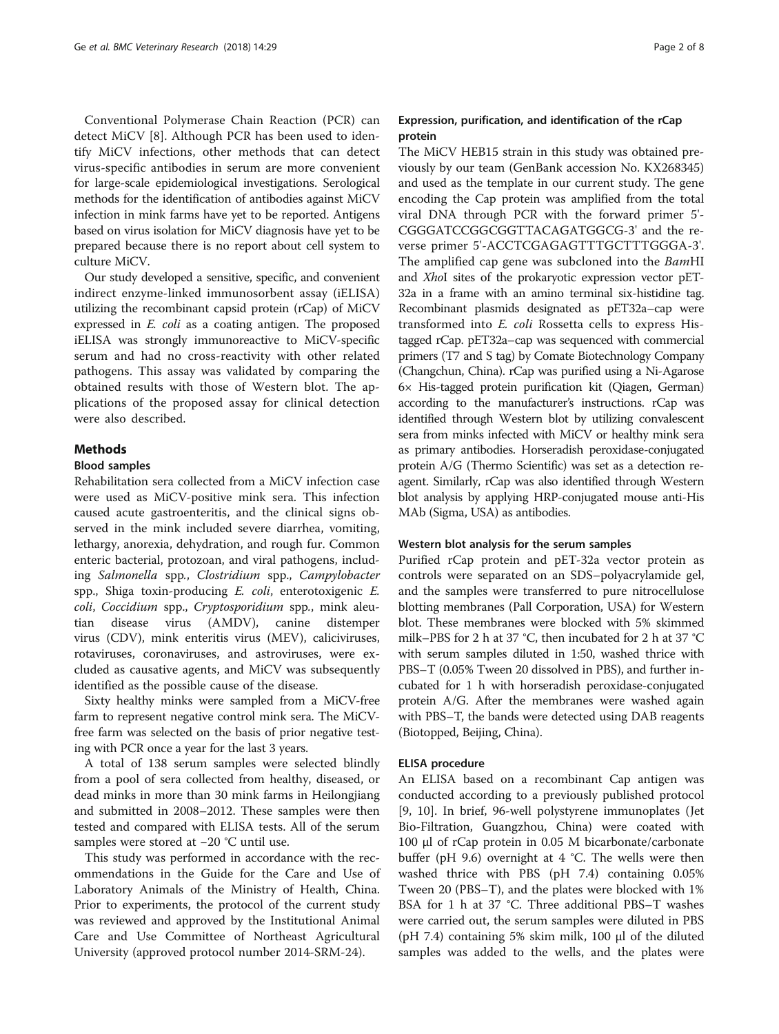Conventional Polymerase Chain Reaction (PCR) can detect MiCV [8]. Although PCR has been used to identify MiCV infections, other methods that can detect virus-specific antibodies in serum are more convenient for large-scale epidemiological investigations. Serological methods for the identification of antibodies against MiCV infection in mink farms have yet to be reported. Antigens based on virus isolation for MiCV diagnosis have yet to be prepared because there is no report about cell system to culture MiCV.

Our study developed a sensitive, specific, and convenient indirect enzyme-linked immunosorbent assay (iELISA) utilizing the recombinant capsid protein (rCap) of MiCV expressed in *E. coli* as a coating antigen. The proposed iELISA was strongly immunoreactive to MiCV-specific serum and had no cross-reactivity with other related pathogens. This assay was validated by comparing the obtained results with those of Western blot. The applications of the proposed assay for clinical detection were also described.

## Methods

### Blood samples

Rehabilitation sera collected from a MiCV infection case were used as MiCV-positive mink sera. This infection caused acute gastroenteritis, and the clinical signs observed in the mink included severe diarrhea, vomiting, lethargy, anorexia, dehydration, and rough fur. Common enteric bacterial, protozoan, and viral pathogens, including *Salmonella* spp., *Clostridium* spp., *Campylobacter* spp., Shiga toxin-producing *E. coli*, enterotoxigenic *E. coli*, *Coccidium* spp., *Cryptosporidium* spp., mink aleutian disease virus (AMDV), canine distemper virus (CDV), mink enteritis virus (MEV), caliciviruses, rotaviruses, coronaviruses, and astroviruses, were excluded as causative agents, and MiCV was subsequently identified as the possible cause of the disease.

Sixty healthy minks were sampled from a MiCV-free farm to represent negative control mink sera. The MiCV-free farm was selected on the basis of prior negative testing with PCR once a year for the last 3 years.

A total of 138 serum samples were selected blindly from a pool of sera collected from healthy, diseased, or dead minks in more than 30 mink farms in Heilongjiang and submitted in 2008–2012. These samples were then tested and compared with ELISA tests. All of the serum samples were stored at −20 °C until use.

This study was performed in accordance with the recommendations in the Guide for the Care and Use of Laboratory Animals of the Ministry of Health, China. Prior to experiments, the protocol of the current study was reviewed and approved by the Institutional Animal Care and Use Committee of Northeast Agricultural University (approved protocol number 2014-SRM-24).

### Expression, purification, and identification of the rCap protein

The MiCV HEB15 strain in this study was obtained previously by our team (GenBank accession No. KX268345) and used as the template in our current study. The gene encoding the Cap protein was amplified from the total viral DNA through PCR with the forward primer 5'-CGGGATCCGGCGGTTACAGATGGCG-3' and the reverse primer 5'-ACCTCGAGAGTTTGCTTTGGGA-3'. The amplified cap gene was subcloned into the *Bam*HI and *Xho*I sites of the prokaryotic expression vector pET-32a in a frame with an amino terminal six-histidine tag. Recombinant plasmids designated as pET32a–cap were transformed into *E. coli* Rossetta cells to express His-tagged rCap. pET32a–cap was sequenced with commercial primers (T7 and S tag) by Comate Biotechnology Company (Changchun, China). rCap was purified using a Ni-Agarose 6× His-tagged protein purification kit (Qiagen, German) according to the manufacturer's instructions. rCap was identified through Western blot by utilizing convalescent sera from minks infected with MiCV or healthy mink sera as primary antibodies. Horseradish peroxidase-conjugated protein A/G (Thermo Scientific) was set as a detection reagent. Similarly, rCap was also identified through Western blot analysis by applying HRP-conjugated mouse anti-His MAb (Sigma, USA) as antibodies.

### Western blot analysis for the serum samples

Purified rCap protein and pET-32a vector protein as controls were separated on an SDS–polyacrylamide gel, and the samples were transferred to pure nitrocellulose blotting membranes (Pall Corporation, USA) for Western blot. These membranes were blocked with 5% skimmed milk–PBS for 2 h at 37 °C, then incubated for 2 h at 37 °C with serum samples diluted in 1:50, washed thrice with PBS–T (0.05% Tween 20 dissolved in PBS), and further incubated for 1 h with horseradish peroxidase-conjugated protein A/G. After the membranes were washed again with PBS–T, the bands were detected using DAB reagents (Biotopped, Beijing, China).

### ELISA procedure

An ELISA based on a recombinant Cap antigen was conducted according to a previously published protocol [9, 10]. In brief, 96-well polystyrene immunoplates (Jet Bio-Filtration, Guangzhou, China) were coated with 100 μl of rCap protein in 0.05 M bicarbonate/carbonate buffer (pH 9.6) overnight at 4 °C. The wells were then washed thrice with PBS (pH 7.4) containing 0.05% Tween 20 (PBS–T), and the plates were blocked with 1% BSA for 1 h at 37 °C. Three additional PBS–T washes were carried out, the serum samples were diluted in PBS (pH 7.4) containing 5% skim milk, 100 μl of the diluted samples was added to the wells, and the plates were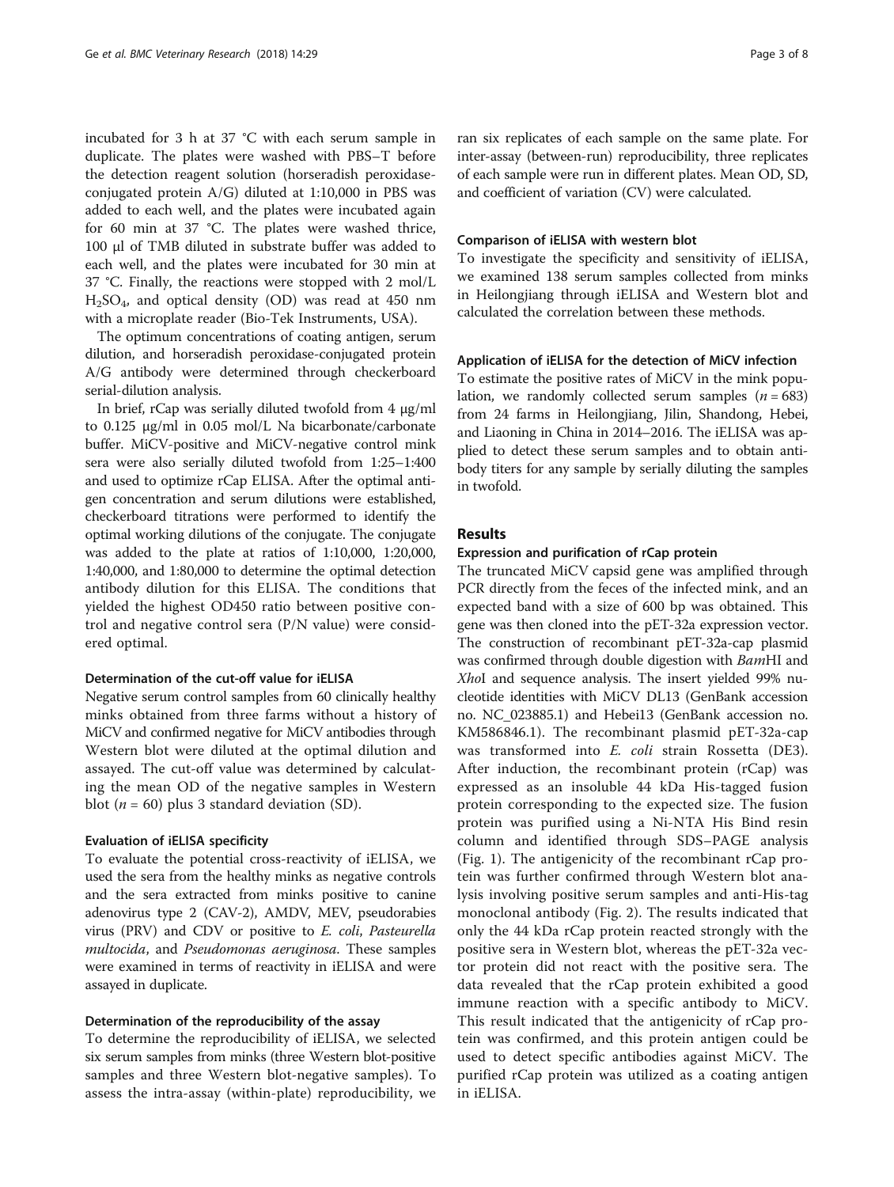incubated for 3 h at 37 °C with each serum sample in duplicate. The plates were washed with PBS–T before the detection reagent solution (horseradish peroxidase-conjugated protein A/G) diluted at 1:10,000 in PBS was added to each well, and the plates were incubated again for 60 min at 37 °C. The plates were washed thrice, 100 μl of TMB diluted in substrate buffer was added to each well, and the plates were incubated for 30 min at 37 °C. Finally, the reactions were stopped with 2 mol/L $H_2SO_4$, and optical density (OD) was read at 450 nm with a microplate reader (Bio-Tek Instruments, USA).

The optimum concentrations of coating antigen, serum dilution, and horseradish peroxidase-conjugated protein A/G antibody were determined through checkerboard serial-dilution analysis.

In brief, rCap was serially diluted twofold from 4 μg/ml to 0.125 μg/ml in 0.05 mol/L Na bicarbonate/carbonate buffer. MiCV-positive and MiCV-negative control mink sera were also serially diluted twofold from 1:25–1:400 and used to optimize rCap ELISA. After the optimal antigen concentration and serum dilutions were established, checkerboard titrations were performed to identify the optimal working dilutions of the conjugate. The conjugate was added to the plate at ratios of 1:10,000, 1:20,000, 1:40,000, and 1:80,000 to determine the optimal detection antibody dilution for this ELISA. The conditions that yielded the highest OD450 ratio between positive control and negative control sera (P/N value) were considered optimal.

#### Determination of the cut-off value for iELISA

Negative serum control samples from 60 clinically healthy minks obtained from three farms without a history of MiCV and confirmed negative for MiCV antibodies through Western blot were diluted at the optimal dilution and assayed. The cut-off value was determined by calculating the mean OD of the negative samples in Western blot ($n = 60$) plus 3 standard deviation (SD).

#### Evaluation of iELISA specificity

To evaluate the potential cross-reactivity of iELISA, we used the sera from the healthy minks as negative controls and the sera extracted from minks positive to canine adenovirus type 2 (CAV-2), AMDV, MEV, pseudorabies virus (PRV) and CDV or positive to *E. coli*, *Pasteurella multocida*, and *Pseudomonas aeruginosa*. These samples were examined in terms of reactivity in iELISA and were assayed in duplicate.

#### Determination of the reproducibility of the assay

To determine the reproducibility of iELISA, we selected six serum samples from minks (three Western blot-positive samples and three Western blot-negative samples). To assess the intra-assay (within-plate) reproducibility, we ran six replicates of each sample on the same plate. For inter-assay (between-run) reproducibility, three replicates of each sample were run in different plates. Mean OD, SD, and coefficient of variation (CV) were calculated.

#### Comparison of iELISA with western blot

To investigate the specificity and sensitivity of iELISA, we examined 138 serum samples collected from minks in Heilongjiang through iELISA and Western blot and calculated the correlation between these methods.

#### Application of iELISA for the detection of MiCV infection

To estimate the positive rates of MiCV in the mink population, we randomly collected serum samples ($n = 683$) from 24 farms in Heilongjiang, Jilin, Shandong, Hebei, and Liaoning in China in 2014–2016. The iELISA was applied to detect these serum samples and to obtain antibody titers for any sample by serially diluting the samples in twofold.

## Results

#### Expression and purification of rCap protein

The truncated MiCV capsid gene was amplified through PCR directly from the feces of the infected mink, and an expected band with a size of 600 bp was obtained. This gene was then cloned into the pET-32a expression vector. The construction of recombinant pET-32a-cap plasmid was confirmed through double digestion with *Bam*HI and *Xho*I and sequence analysis. The insert yielded 99% nucleotide identities with MiCV DL13 (GenBank accession no. NC_023885.1) and Hebei13 (GenBank accession no. KM586846.1). The recombinant plasmid pET-32a-cap was transformed into *E. coli* strain Rossetta (DE3). After induction, the recombinant protein (rCap) was expressed as an insoluble 44 kDa His-tagged fusion protein corresponding to the expected size. The fusion protein was purified using a Ni-NTA His Bind resin column and identified through SDS–PAGE analysis (Fig. 1). The antigenicity of the recombinant rCap protein was further confirmed through Western blot analysis involving positive serum samples and anti-His-tag monoclonal antibody (Fig. 2). The results indicated that only the 44 kDa rCap protein reacted strongly with the positive sera in Western blot, whereas the pET-32a vector protein did not react with the positive sera. The data revealed that the rCap protein exhibited a good immune reaction with a specific antibody to MiCV. This result indicated that the antigenicity of rCap protein was confirmed, and this protein antigen could be used to detect specific antibodies against MiCV. The purified rCap protein was utilized as a coating antigen in iELISA.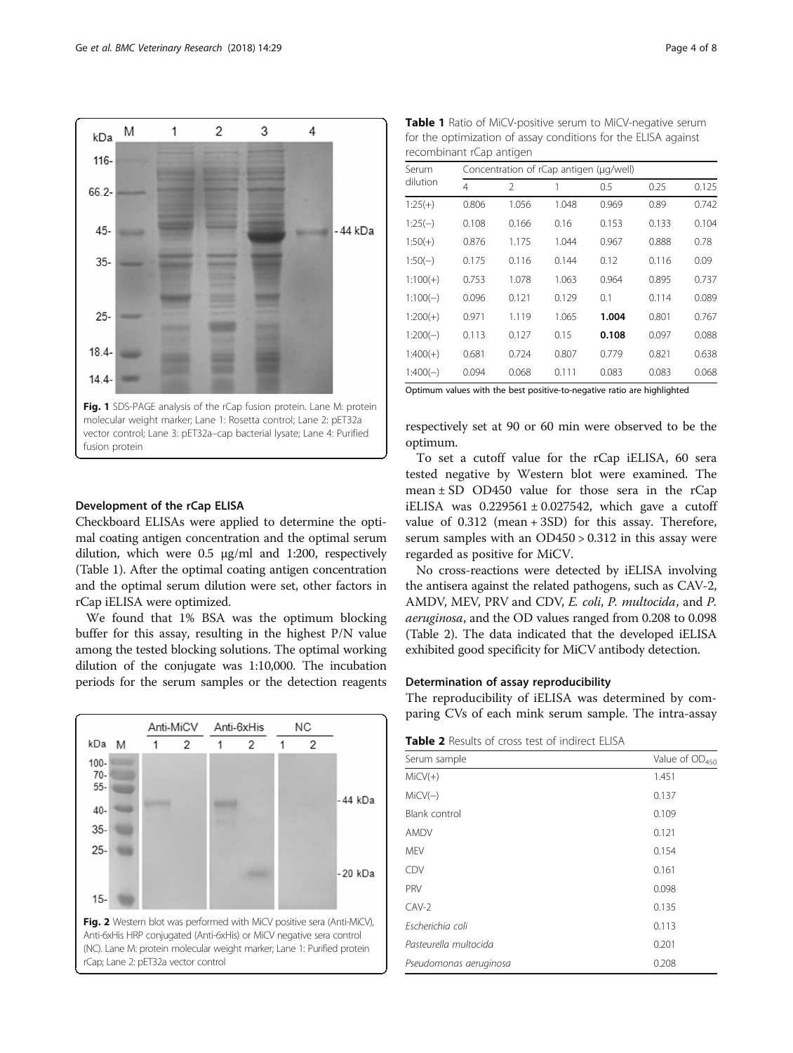Fig. 1 SDS-PAGE analysis of the rCap fusion protein. Lane M: protein molecular weight marker; Lane 1: Rosetta control; Lane 2: pET32a vector control; Lane 3: pET32a–cap bacterial lysate; Lane 4: Purified fusion protein

### Development of the rCap ELISA

Checkboard ELISAs were applied to determine the optimal coating antigen concentration and the optimal serum dilution, which were 0.5 μg/ml and 1:200, respectively (Table 1). After the optimal coating antigen concentration and the optimal serum dilution were set, other factors in rCap iELISA were optimized.

We found that 1% BSA was the optimum blocking buffer for this assay, resulting in the highest P/N value among the tested blocking solutions. The optimal working dilution of the conjugate was 1:10,000. The incubation periods for the serum samples or the detection reagents respectively set at 90 or 60 min were observed to be the optimum.

Fig. 2 Western blot was performed with MiCV positive sera (Anti-MiCV), Anti-6xHis HRP conjugated (Anti-6xHis) or MiCV negative sera control (NC). Lane M: protein molecular weight marker; Lane 1: Purified protein rCap; Lane 2: pET32a vector control

**Table 1** Ratio of MiCV-positive serum to MiCV-negative serum for the optimization of assay conditions for the ELISA against recombinant rCap antigen

| Serum dilution | Concentration of rCap antigen (μg/well) | | | | | |
|---|---|---|---|---|---|---|
| | 4 | 2 | 1 | 0.5 | 0.25 | 0.125 |
| 1:25(+) | 0.806 | 1.056 | 1.048 | 0.969 | 0.89 | 0.742 |
| 1:25(−) | 0.108 | 0.166 | 0.16 | 0.153 | 0.133 | 0.104 |
| 1:50(+) | 0.876 | 1.175 | 1.044 | 0.967 | 0.888 | 0.78 |
| 1:50(−) | 0.175 | 0.116 | 0.144 | 0.12 | 0.116 | 0.09 |
| 1:100(+) | 0.753 | 1.078 | 1.063 | 0.964 | 0.895 | 0.737 |
| 1:100(−) | 0.096 | 0.121 | 0.129 | 0.1 | 0.114 | 0.089 |
| 1:200(+) | 0.971 | 1.119 | 1.065 | **1.004** | 0.801 | 0.767 |
| 1:200(−) | 0.113 | 0.127 | 0.15 | **0.108** | 0.097 | 0.088 |
| 1:400(+) | 0.681 | 0.724 | 0.807 | 0.779 | 0.821 | 0.638 |
| 1:400(−) | 0.094 | 0.068 | 0.111 | 0.083 | 0.083 | 0.068 |

Optimum values with the best positive-to-negative ratio are highlighted

To set a cutoff value for the rCap iELISA, 60 sera tested negative by Western blot were examined. The mean ± SD OD450 value for those sera in the rCap iELISA was 0.229561 ± 0.027542, which gave a cutoff value of 0.312 (mean + 3SD) for this assay. Therefore, serum samples with an OD450 > 0.312 in this assay were regarded as positive for MiCV.

No cross-reactions were detected by iELISA involving the antisera against the related pathogens, such as CAV-2, AMDV, MEV, PRV and CDV, *E. coli*, *P. multocida*, and *P. aeruginosa*, and the OD values ranged from 0.208 to 0.098 (Table 2). The data indicated that the developed iELISA exhibited good specificity for MiCV antibody detection.

### Determination of assay reproducibility

The reproducibility of iELISA was determined by comparing CVs of each mink serum sample. The intra-assay

**Table 2** Results of cross test of indirect ELISA

| Serum sample | Value of $OD_{450}$ |
|---|---|
| MiCV(+) | 1.451 |
| MiCV(−) | 0.137 |
| Blank control | 0.109 |
| AMDV | 0.121 |
| MEV | 0.154 |
| CDV | 0.161 |
| PRV | 0.098 |
| CAV-2 | 0.135 |
| *Escherichia coli* | 0.113 |
| *Pasteurella multocida* | 0.201 |
| *Pseudomonas aeruginosa* | 0.208 |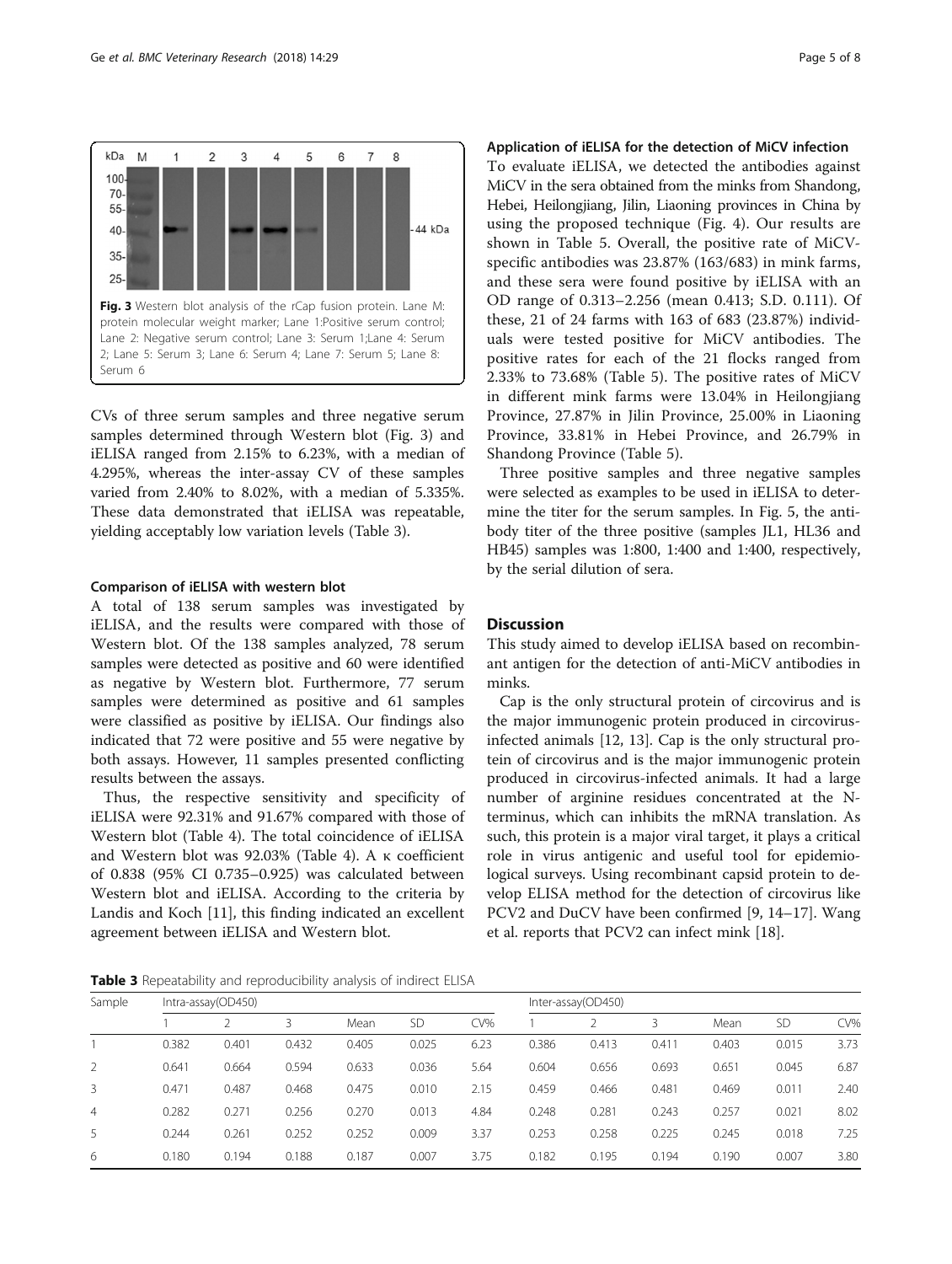Fig. 3 Western blot analysis of the rCap fusion protein. Lane M: protein molecular weight marker; Lane 1:Positive serum control; Lane 2: Negative serum control; Lane 3: Serum 1;Lane 4: Serum 2; Lane 5: Serum 3; Lane 6: Serum 4; Lane 7: Serum 5; Lane 8: Serum 6

CVs of three serum samples and three negative serum samples determined through Western blot (Fig. 3) and iELISA ranged from 2.15% to 6.23%, with a median of 4.295%, whereas the inter-assay CV of these samples varied from 2.40% to 8.02%, with a median of 5.335%. These data demonstrated that iELISA was repeatable, yielding acceptably low variation levels (Table 3).

### Comparison of iELISA with western blot

A total of 138 serum samples was investigated by iELISA, and the results were compared with those of Western blot. Of the 138 samples analyzed, 78 serum samples were detected as positive and 60 were identified as negative by Western blot. Furthermore, 77 serum samples were determined as positive and 61 samples were classified as positive by iELISA. Our findings also indicated that 72 were positive and 55 were negative by both assays. However, 11 samples presented conflicting results between the assays.

Thus, the respective sensitivity and specificity of iELISA were 92.31% and 91.67% compared with those of Western blot (Table 4). The total coincidence of iELISA and Western blot was 92.03% (Table 4). A κ coefficient of 0.838 (95% CI 0.735–0.925) was calculated between Western blot and iELISA. According to the criteria by Landis and Koch [11], this finding indicated an excellent agreement between iELISA and Western blot.

### Application of iELISA for the detection of MiCV infection

To evaluate iELISA, we detected the antibodies against MiCV in the sera obtained from the minks from Shandong, Hebei, Heilongjiang, Jilin, Liaoning provinces in China by using the proposed technique (Fig. 4). Our results are shown in Table 5. Overall, the positive rate of MiCV-specific antibodies was 23.87% (163/683) in mink farms, and these sera were found positive by iELISA with an OD range of 0.313–2.256 (mean 0.413; S.D. 0.111). Of these, 21 of 24 farms with 163 of 683 (23.87%) individuals were tested positive for MiCV antibodies. The positive rates for each of the 21 flocks ranged from 2.33% to 73.68% (Table 5). The positive rates of MiCV in different mink farms were 13.04% in Heilongjiang Province, 27.87% in Jilin Province, 25.00% in Liaoning Province, 33.81% in Hebei Province, and 26.79% in Shandong Province (Table 5).

Three positive samples and three negative samples were selected as examples to be used in iELISA to determine the titer for the serum samples. In Fig. 5, the antibody titer of the three positive (samples JL1, HL36 and HB45) samples was 1:800, 1:400 and 1:400, respectively, by the serial dilution of sera.

## Discussion

This study aimed to develop iELISA based on recombinant antigen for the detection of anti-MiCV antibodies in minks.

Cap is the only structural protein of circovirus and is the major immunogenic protein produced in circovirus-infected animals [12, 13]. Cap is the only structural protein of circovirus and is the major immunogenic protein produced in circovirus-infected animals. It had a large number of arginine residues concentrated at the N-terminus, which can inhibits the mRNA translation. As such, this protein is a major viral target, it plays a critical role in virus antigenic and useful tool for epidemiological surveys. Using recombinant capsid protein to develop ELISA method for the detection of circovirus like PCV2 and DuCV have been confirmed [9, 14–17]. Wang et al. reports that PCV2 can infect mink [18].

**Table 3** Repeatability and reproducibility analysis of indirect ELISA

| Sample | Intra-assay(OD450) | | | | | | Inter-assay(OD450) | | | | | |
|---|---|---|---|---|---|---|---|---|---|---|---|---|
| | 1 | 2 | 3 | Mean | SD | CV% | 1 | 2 | 3 | Mean | SD | CV% |
| 1 | 0.382 | 0.401 | 0.432 | 0.405 | 0.025 | 6.23 | 0.386 | 0.413 | 0.411 | 0.403 | 0.015 | 3.73 |
| 2 | 0.641 | 0.664 | 0.594 | 0.633 | 0.036 | 5.64 | 0.604 | 0.656 | 0.693 | 0.651 | 0.045 | 6.87 |
| 3 | 0.471 | 0.487 | 0.468 | 0.475 | 0.010 | 2.15 | 0.459 | 0.466 | 0.481 | 0.469 | 0.011 | 2.40 |
| 4 | 0.282 | 0.271 | 0.256 | 0.270 | 0.013 | 4.84 | 0.248 | 0.281 | 0.243 | 0.257 | 0.021 | 8.02 |
| 5 | 0.244 | 0.261 | 0.252 | 0.252 | 0.009 | 3.37 | 0.253 | 0.258 | 0.225 | 0.245 | 0.018 | 7.25 |
| 6 | 0.180 | 0.194 | 0.188 | 0.187 | 0.007 | 3.75 | 0.182 | 0.195 | 0.194 | 0.190 | 0.007 | 3.80 |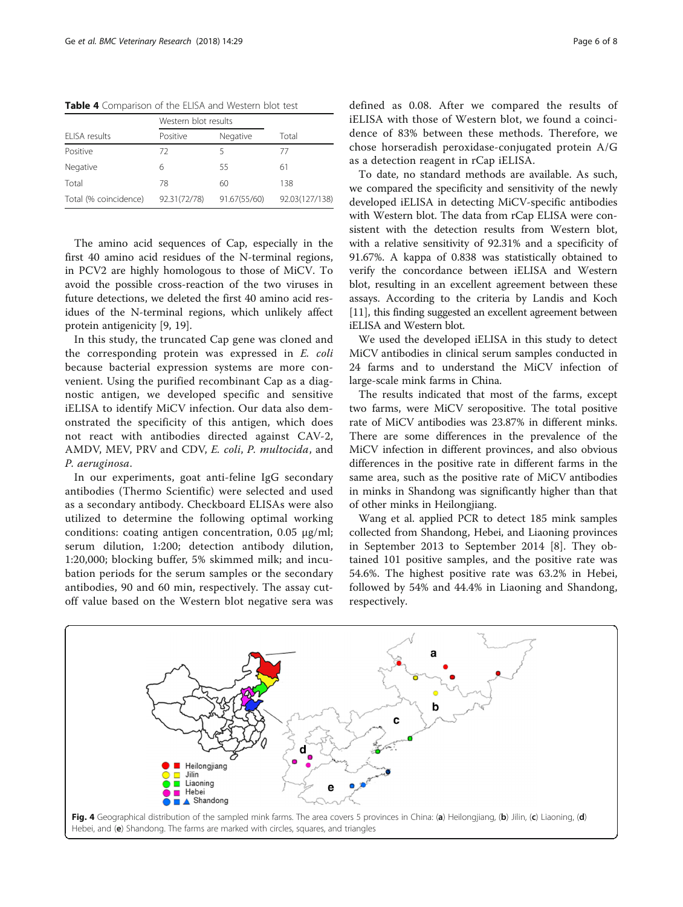**Table 4** Comparison of the ELISA and Western blot test

| ELISA results | Western blot results | | |
|---|---|---|---|
| | Positive | Negative | Total |
| Positive | 72 | 5 | 77 |
| Negative | 6 | 55 | 61 |
| Total | 78 | 60 | 138 |
| Total (% coincidence) | 92.31(72/78) | 91.67(55/60) | 92.03(127/138) |

The amino acid sequences of Cap, especially in the first 40 amino acid residues of the N-terminal regions, in PCV2 are highly homologous to those of MiCV. To avoid the possible cross-reaction of the two viruses in future detections, we deleted the first 40 amino acid residues of the N-terminal regions, which unlikely affect protein antigenicity [9, 19].

In this study, the truncated Cap gene was cloned and the corresponding protein was expressed in *E. coli* because bacterial expression systems are more convenient. Using the purified recombinant Cap as a diagnostic antigen, we developed specific and sensitive iELISA to identify MiCV infection. Our data also demonstrated the specificity of this antigen, which does not react with antibodies directed against CAV-2, AMDV, MEV, PRV and CDV, *E. coli*, *P. multocida*, and *P. aeruginosa*.

In our experiments, goat anti-feline IgG secondary antibodies (Thermo Scientific) were selected and used as a secondary antibody. Checkboard ELISAs were also utilized to determine the following optimal working conditions: coating antigen concentration, 0.05 μg/ml; serum dilution, 1:200; detection antibody dilution, 1:20,000; blocking buffer, 5% skimmed milk; and incubation periods for the serum samples or the secondary antibodies, 90 and 60 min, respectively. The assay cutoff value based on the Western blot negative sera was defined as 0.08. After we compared the results of iELISA with those of Western blot, we found a coincidence of 83% between these methods. Therefore, we chose horseradish peroxidase-conjugated protein A/G as a detection reagent in rCap iELISA.

To date, no standard methods are available. As such, we compared the specificity and sensitivity of the newly developed iELISA in detecting MiCV-specific antibodies with Western blot. The data from rCap ELISA were consistent with the detection results from Western blot, with a relative sensitivity of 92.31% and a specificity of 91.67%. A kappa of 0.838 was statistically obtained to verify the concordance between iELISA and Western blot, resulting in an excellent agreement between these assays. According to the criteria by Landis and Koch [11], this finding suggested an excellent agreement between iELISA and Western blot.

We used the developed iELISA in this study to detect MiCV antibodies in clinical serum samples conducted in 24 farms and to understand the MiCV infection of large-scale mink farms in China.

The results indicated that most of the farms, except two farms, were MiCV seropositive. The total positive rate of MiCV antibodies was 23.87% in different minks. There are some differences in the prevalence of the MiCV infection in different provinces, and also obvious differences in the positive rate in different farms in the same area, such as the positive rate of MiCV antibodies in minks in Shandong was significantly higher than that of other minks in Heilongjiang.

Wang et al. applied PCR to detect 185 mink samples collected from Shandong, Hebei, and Liaoning provinces in September 2013 to September 2014 [8]. They obtained 101 positive samples, and the positive rate was 54.6%. The highest positive rate was 63.2% in Hebei, followed by 54% and 44.4% in Liaoning and Shandong, respectively.

**Fig. 4** Geographical distribution of the sampled mink farms. The area covers 5 provinces in China: (**a**) Heilongjiang, (**b**) Jilin, (**c**) Liaoning, (**d**) Hebei, and (**e**) Shandong. The farms are marked with circles, squares, and triangles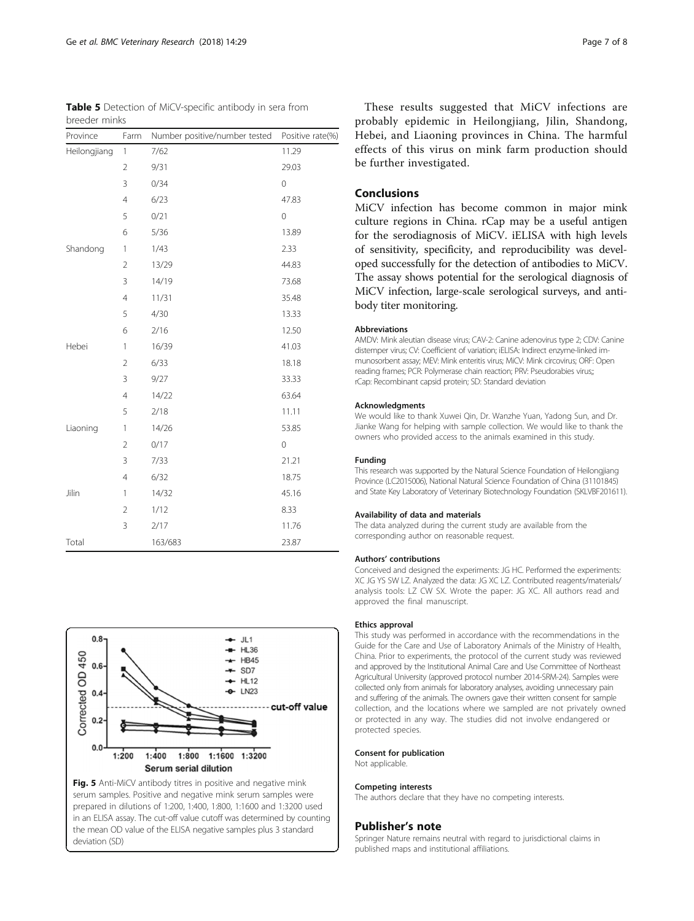**Table 5** Detection of MiCV-specific antibody in sera from breeder minks

| Province | Farm | Number positive/number tested | Positive rate(%) |
|---|---|---|---|
| Heilongjiang | 1 | 7/62 | 11.29 |
| | 2 | 9/31 | 29.03 |
| | 3 | 0/34 | 0 |
| | 4 | 6/23 | 47.83 |
| | 5 | 0/21 | 0 |
| | 6 | 5/36 | 13.89 |
| Shandong | 1 | 1/43 | 2.33 |
| | 2 | 13/29 | 44.83 |
| | 3 | 14/19 | 73.68 |
| | 4 | 11/31 | 35.48 |
| | 5 | 4/30 | 13.33 |
| | 6 | 2/16 | 12.50 |
| Hebei | 1 | 16/39 | 41.03 |
| | 2 | 6/33 | 18.18 |
| | 3 | 9/27 | 33.33 |
| | 4 | 14/22 | 63.64 |
| | 5 | 2/18 | 11.11 |
| Liaoning | 1 | 14/26 | 53.85 |
| | 2 | 0/17 | 0 |
| | 3 | 7/33 | 21.21 |
| | 4 | 6/32 | 18.75 |
| Jilin | 1 | 14/32 | 45.16 |
| | 2 | 1/12 | 8.33 |
| | 3 | 2/17 | 11.76 |
| Total | | 163/683 | 23.87 |

**Fig. 5** Anti-MiCV antibody titres in positive and negative mink serum samples. Positive and negative mink serum samples were prepared in dilutions of 1:200, 1:400, 1:800, 1:1600 and 1:3200 used in an ELISA assay. The cut-off value cutoff was determined by counting the mean OD value of the ELISA negative samples plus 3 standard deviation (SD)

These results suggested that MiCV infections are probably epidemic in Heilongjiang, Jilin, Shandong, Hebei, and Liaoning provinces in China. The harmful effects of this virus on mink farm production should be further investigated.

## Conclusions

MiCV infection has become common in major mink culture regions in China. rCap may be a useful antigen for the serodiagnosis of MiCV. iELISA with high levels of sensitivity, specificity, and reproducibility was developed successfully for the detection of antibodies to MiCV. The assay shows potential for the serological diagnosis of MiCV infection, large-scale serological surveys, and antibody titer monitoring.

#### Abbreviations

AMDV: Mink aleutian disease virus; CAV-2: Canine adenovirus type 2; CDV: Canine distemper virus; CV: Coefficient of variation; iELISA: Indirect enzyme-linked immunosorbent assay; MEV: Mink enteritis virus; MiCV: Mink circovirus; ORF: Open reading frames; PCR: Polymerase chain reaction; PRV: Pseudorabies virus;; rCap: Recombinant capsid protein; SD: Standard deviation

#### Acknowledgments

We would like to thank Xuwei Qin, Dr. Wanzhe Yuan, Yadong Sun, and Dr. Jianke Wang for helping with sample collection. We would like to thank the owners who provided access to the animals examined in this study.

#### Funding

This research was supported by the Natural Science Foundation of Heilongjiang Province (LC2015006), National Natural Science Foundation of China (31101845) and State Key Laboratory of Veterinary Biotechnology Foundation (SKLVBF201611).

#### Availability of data and materials

The data analyzed during the current study are available from the corresponding author on reasonable request.

#### Authors' contributions

Conceived and designed the experiments: JG HC. Performed the experiments: XC JG YS SW LZ. Analyzed the data: JG XC LZ. Contributed reagents/materials/analysis tools: LZ CW SX. Wrote the paper: JG XC. All authors read and approved the final manuscript.

#### Ethics approval

This study was performed in accordance with the recommendations in the Guide for the Care and Use of Laboratory Animals of the Ministry of Health, China. Prior to experiments, the protocol of the current study was reviewed and approved by the Institutional Animal Care and Use Committee of Northeast Agricultural University (approved protocol number 2014-SRM-24). Samples were collected only from animals for laboratory analyses, avoiding unnecessary pain and suffering of the animals. The owners gave their written consent for sample collection, and the locations where we sampled are not privately owned or protected in any way. The studies did not involve endangered or protected species.

#### Consent for publication

Not applicable.

#### Competing interests

The authors declare that they have no competing interests.

## Publisher's note

Springer Nature remains neutral with regard to jurisdictional claims in published maps and institutional affiliations.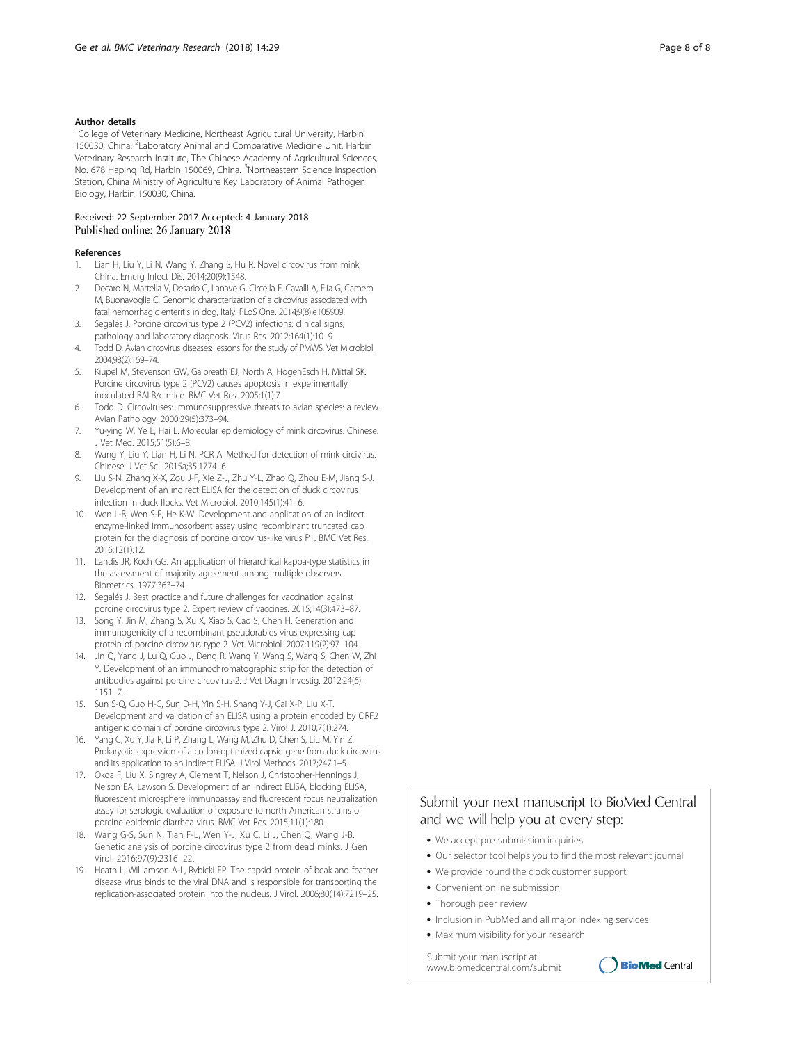#### Author details

[1]College of Veterinary Medicine, Northeast Agricultural University, Harbin 150030, China. [2]Laboratory Animal and Comparative Medicine Unit, Harbin Veterinary Research Institute, The Chinese Academy of Agricultural Sciences, No. 678 Haping Rd, Harbin 150069, China. [3]Northeastern Science Inspection Station, China Ministry of Agriculture Key Laboratory of Animal Pathogen Biology, Harbin 150030, China.

Received: 22 September 2017 Accepted: 4 January 2018
Published online: 26 January 2018

#### References

1. Lian H, Liu Y, Li N, Wang Y, Zhang S, Hu R. Novel circovirus from mink, China. Emerg Infect Dis. 2014;20(9):1548.
2. Decaro N, Martella V, Desario C, Lanave G, Circella E, Cavalli A, Elia G, Camero M, Buonavoglia C. Genomic characterization of a circovirus associated with fatal hemorrhagic enteritis in dog, Italy. PLoS One. 2014;9(8):e105909.
3. Segalés J. Porcine circovirus type 2 (PCV2) infections: clinical signs, pathology and laboratory diagnosis. Virus Res. 2012;164(1):10–9.
4. Todd D. Avian circovirus diseases: lessons for the study of PMWS. Vet Microbiol. 2004;98(2):169–74.
5. Kiupel M, Stevenson GW, Galbreath EJ, North A, HogenEsch H, Mittal SK. Porcine circovirus type 2 (PCV2) causes apoptosis in experimentally inoculated BALB/c mice. BMC Vet Res. 2005;1(1):7.
6. Todd D. Circoviruses: immunosuppressive threats to avian species: a review. Avian Pathology. 2000;29(5):373–94.
7. Yu-ying W, Ye L, Hai L. Molecular epidemiology of mink circovirus. Chinese. J Vet Med. 2015;51(5):6–8.
8. Wang Y, Liu Y, Lian H, Li N, PCR A. Method for detection of mink circivirus. Chinese. J Vet Sci. 2015a;35:1774–6.
9. Liu S-N, Zhang X-X, Zou J-F, Xie Z-J, Zhu Y-L, Zhao Q, Zhou E-M, Jiang S-J. Development of an indirect ELISA for the detection of duck circovirus infection in duck flocks. Vet Microbiol. 2010;145(1):41–6.
10. Wen L-B, Wen S-F, He K-W. Development and application of an indirect enzyme-linked immunosorbent assay using recombinant truncated cap protein for the diagnosis of porcine circovirus-like virus P1. BMC Vet Res. 2016;12(1):12.
11. Landis JR, Koch GG. An application of hierarchical kappa-type statistics in the assessment of majority agreement among multiple observers. Biometrics. 1977:363–74.
12. Segalés J. Best practice and future challenges for vaccination against porcine circovirus type 2. Expert review of vaccines. 2015;14(3):473–87.
13. Song Y, Jin M, Zhang S, Xu X, Xiao S, Cao S, Chen H. Generation and immunogenicity of a recombinant pseudorabies virus expressing cap protein of porcine circovirus type 2. Vet Microbiol. 2007;119(2):97–104.
14. Jin Q, Yang J, Lu Q, Guo J, Deng R, Wang Y, Wang S, Wang S, Chen W, Zhi Y. Development of an immunochromatographic strip for the detection of antibodies against porcine circovirus-2. J Vet Diagn Investig. 2012;24(6):1151–7.
15. Sun S-Q, Guo H-C, Sun D-H, Yin S-H, Shang Y-J, Cai X-P, Liu X-T. Development and validation of an ELISA using a protein encoded by ORF2 antigenic domain of porcine circovirus type 2. Virol J. 2010;7(1):274.
16. Yang C, Xu Y, Jia R, Li P, Zhang L, Wang M, Zhu D, Chen S, Liu M, Yin Z. Prokaryotic expression of a codon-optimized capsid gene from duck circovirus and its application to an indirect ELISA. J Virol Methods. 2017;247:1–5.
17. Okda F, Liu X, Singrey A, Clement T, Nelson J, Christopher-Hennings J, Nelson EA, Lawson S. Development of an indirect ELISA, blocking ELISA, fluorescent microsphere immunoassay and fluorescent focus neutralization assay for serologic evaluation of exposure to north American strains of porcine epidemic diarrhea virus. BMC Vet Res. 2015;11(1):180.
18. Wang G-S, Sun N, Tian F-L, Wen Y-J, Xu C, Li J, Chen Q, Wang J-B. Genetic analysis of porcine circovirus type 2 from dead minks. J Gen Virol. 2016;97(9):2316–22.
19. Heath L, Williamson A-L, Rybicki EP. The capsid protein of beak and feather disease virus binds to the viral DNA and is responsible for transporting the replication-associated protein into the nucleus. J Virol. 2006;80(14):7219–25.

Submit your next manuscript to BioMed Central and we will help you at every step:

- We accept pre-submission inquiries
- Our selector tool helps you to find the most relevant journal
- We provide round the clock customer support
- Convenient online submission
- Thorough peer review
- Inclusion in PubMed and all major indexing services
- Maximum visibility for your research

Submit your manuscript at
www.biomedcentral.com/submit

BioMed Central